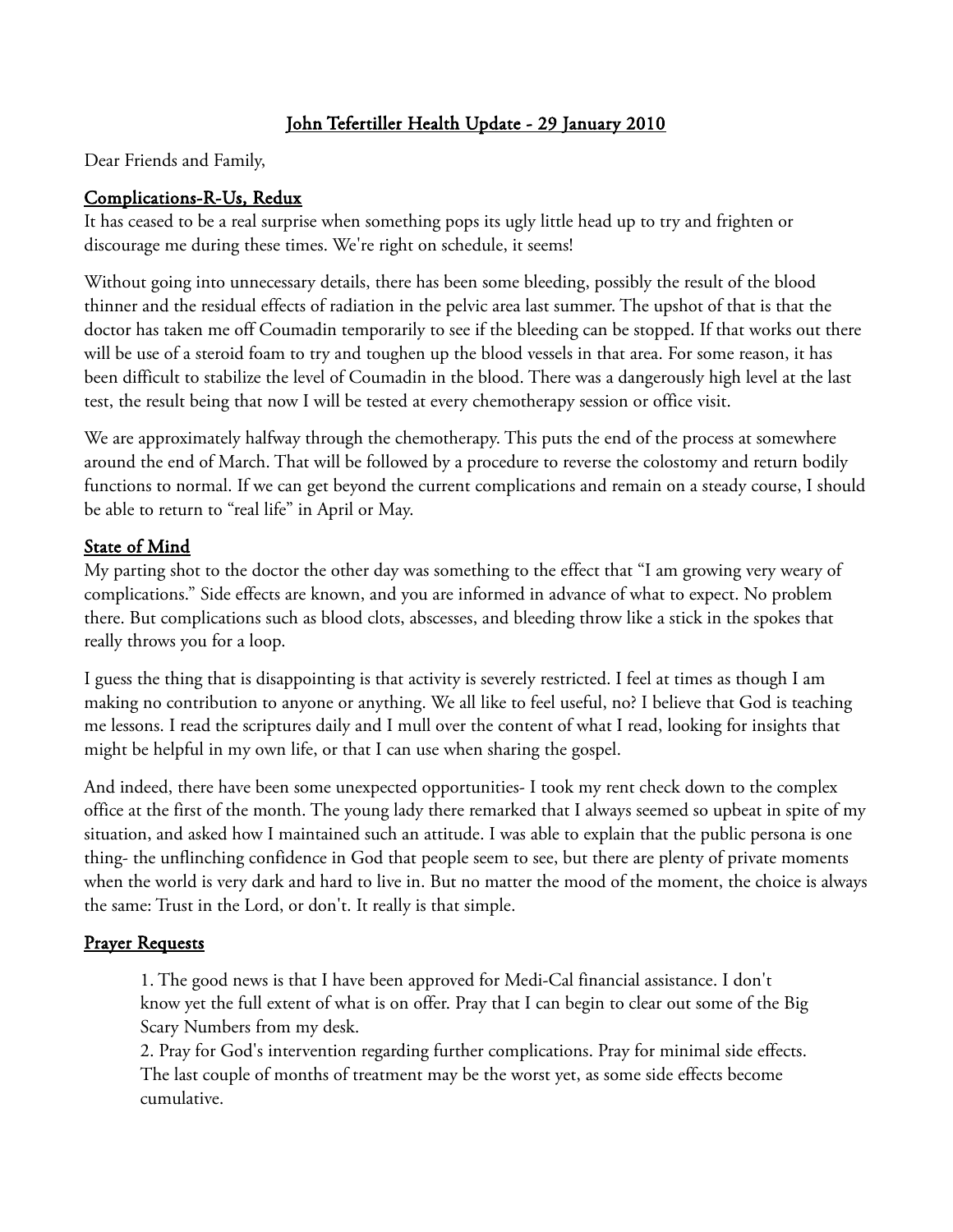# John Tefertiller Health Update - 29 January 2010

Dear Friends and Family,

## Complications-R-Us, Redux

It has ceased to be a real surprise when something pops its ugly little head up to try and frighten or discourage me during these times. We're right on schedule, it seems!

Without going into unnecessary details, there has been some bleeding, possibly the result of the blood thinner and the residual effects of radiation in the pelvic area last summer. The upshot of that is that the doctor has taken me off Coumadin temporarily to see if the bleeding can be stopped. If that works out there will be use of a steroid foam to try and toughen up the blood vessels in that area. For some reason, it has been difficult to stabilize the level of Coumadin in the blood. There was a dangerously high level at the last test, the result being that now I will be tested at every chemotherapy session or office visit.

We are approximately halfway through the chemotherapy. This puts the end of the process at somewhere around the end of March. That will be followed by a procedure to reverse the colostomy and return bodily functions to normal. If we can get beyond the current complications and remain on a steady course, I should be able to return to "real life" in April or May.

## State of Mind

My parting shot to the doctor the other day was something to the effect that "I am growing very weary of complications." Side effects are known, and you are informed in advance of what to expect. No problem there. But complications such as blood clots, abscesses, and bleeding throw like a stick in the spokes that really throws you for a loop.

I guess the thing that is disappointing is that activity is severely restricted. I feel at times as though I am making no contribution to anyone or anything. We all like to feel useful, no? I believe that God is teaching me lessons. I read the scriptures daily and I mull over the content of what I read, looking for insights that might be helpful in my own life, or that I can use when sharing the gospel.

And indeed, there have been some unexpected opportunities- I took my rent check down to the complex office at the first of the month. The young lady there remarked that I always seemed so upbeat in spite of my situation, and asked how I maintained such an attitude. I was able to explain that the public persona is one thing- the unflinching confidence in God that people seem to see, but there are plenty of private moments when the world is very dark and hard to live in. But no matter the mood of the moment, the choice is always the same: Trust in the Lord, or don't. It really is that simple.

## Prayer Requests

1. The good news is that I have been approved for Medi-Cal financial assistance. I don't know yet the full extent of what is on offer. Pray that I can begin to clear out some of the Big Scary Numbers from my desk.
2. Pray for God's intervention regarding further complications. Pray for minimal side effects. The last couple of months of treatment may be the worst yet, as some side effects become cumulative.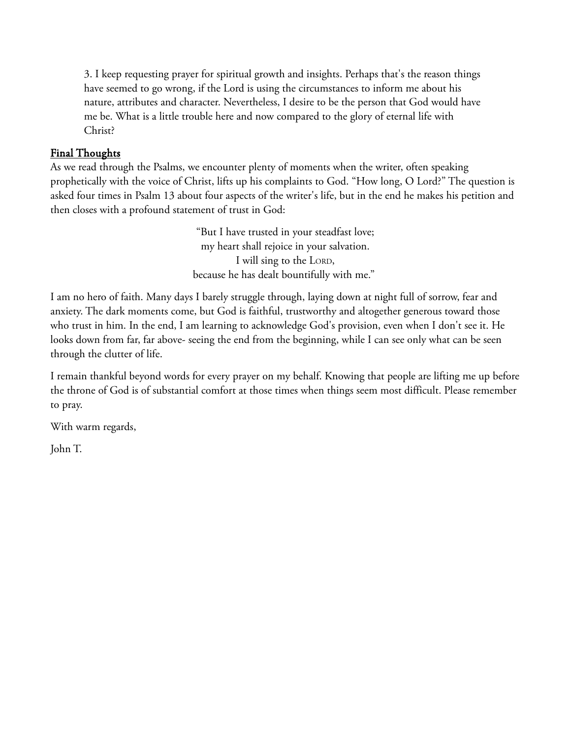3. I keep requesting prayer for spiritual growth and insights. Perhaps that's the reason things have seemed to go wrong, if the Lord is using the circumstances to inform me about his nature, attributes and character. Nevertheless, I desire to be the person that God would have me be. What is a little trouble here and now compared to the glory of eternal life with Christ?

## Final Thoughts

As we read through the Psalms, we encounter plenty of moments when the writer, often speaking prophetically with the voice of Christ, lifts up his complaints to God. "How long, O Lord?" The question is asked four times in Psalm 13 about four aspects of the writer's life, but in the end he makes his petition and then closes with a profound statement of trust in God:

> "But I have trusted in your steadfast love;
> my heart shall rejoice in your salvation.
> I will sing to the LORD,
> because he has dealt bountifully with me."

I am no hero of faith. Many days I barely struggle through, laying down at night full of sorrow, fear and anxiety. The dark moments come, but God is faithful, trustworthy and altogether generous toward those who trust in him. In the end, I am learning to acknowledge God's provision, even when I don't see it. He looks down from far, far above- seeing the end from the beginning, while I can see only what can be seen through the clutter of life.

I remain thankful beyond words for every prayer on my behalf. Knowing that people are lifting me up before the throne of God is of substantial comfort at those times when things seem most difficult. Please remember to pray.

With warm regards,

John T.